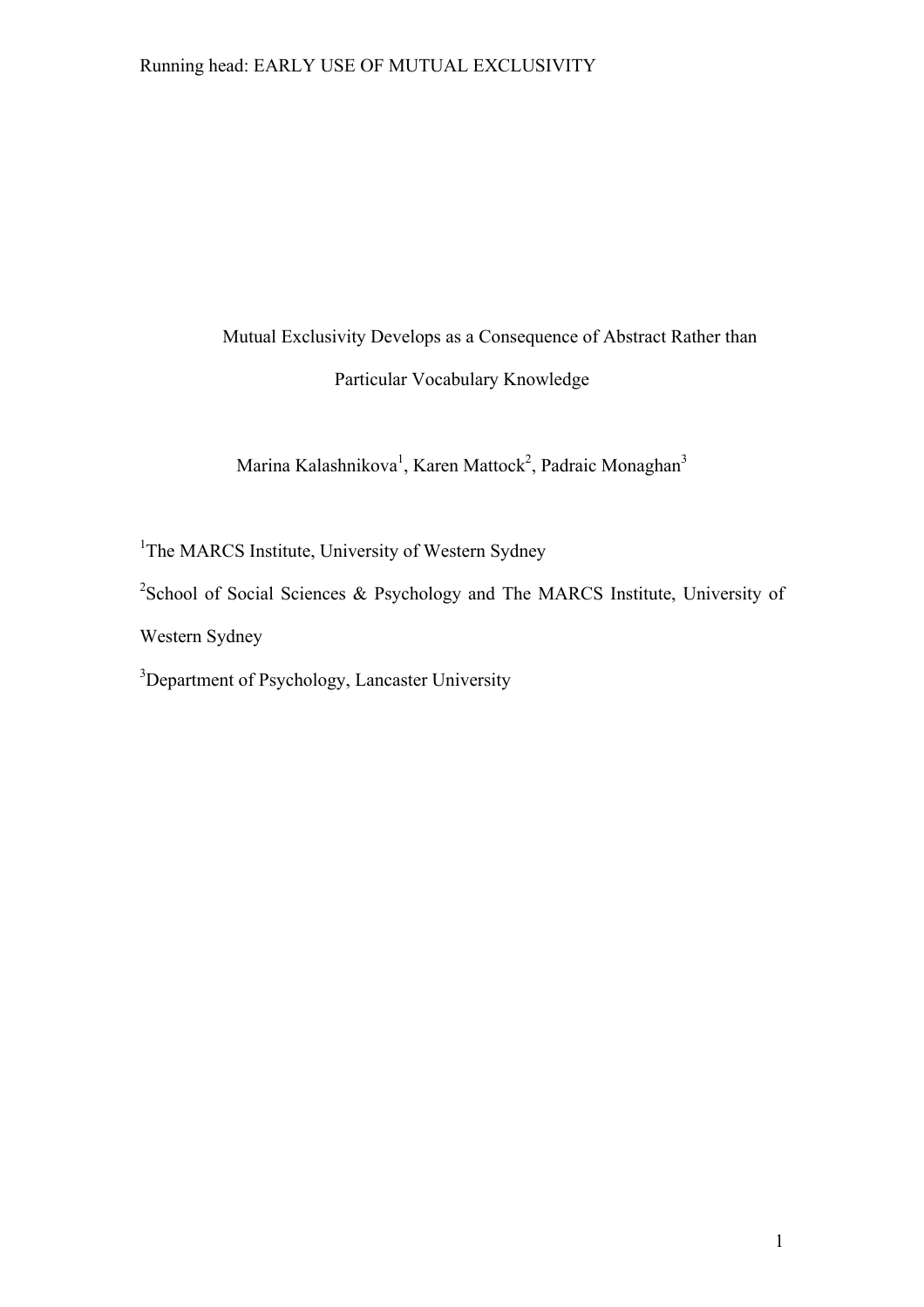# Mutual Exclusivity Develops as a Consequence of Abstract Rather than Particular Vocabulary Knowledge

Marina Kalashnikova[1], Karen Mattock[2], Padraic Monaghan[3]

[1]The MARCS Institute, University of Western Sydney

[2]School of Social Sciences & Psychology and The MARCS Institute, University of Western Sydney

[3]Department of Psychology, Lancaster University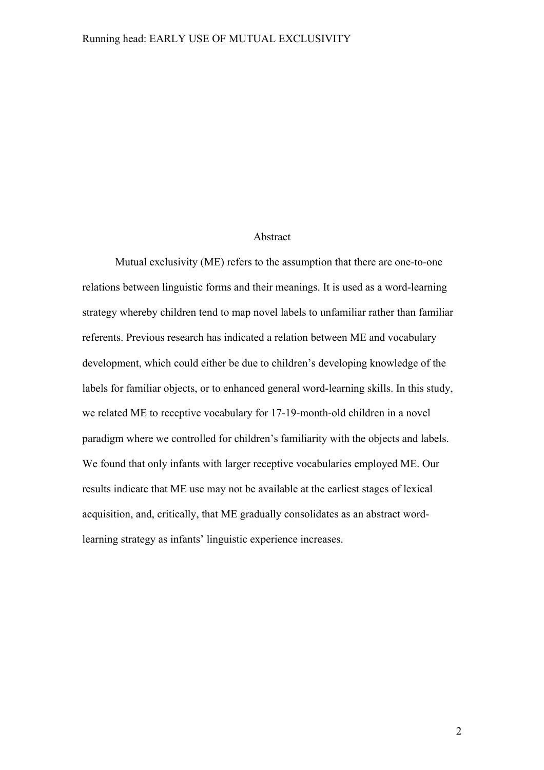## Abstract

Mutual exclusivity (ME) refers to the assumption that there are one-to-one relations between linguistic forms and their meanings. It is used as a word-learning strategy whereby children tend to map novel labels to unfamiliar rather than familiar referents. Previous research has indicated a relation between ME and vocabulary development, which could either be due to children's developing knowledge of the labels for familiar objects, or to enhanced general word-learning skills. In this study, we related ME to receptive vocabulary for 17-19-month-old children in a novel paradigm where we controlled for children's familiarity with the objects and labels. We found that only infants with larger receptive vocabularies employed ME. Our results indicate that ME use may not be available at the earliest stages of lexical acquisition, and, critically, that ME gradually consolidates as an abstract word-learning strategy as infants' linguistic experience increases.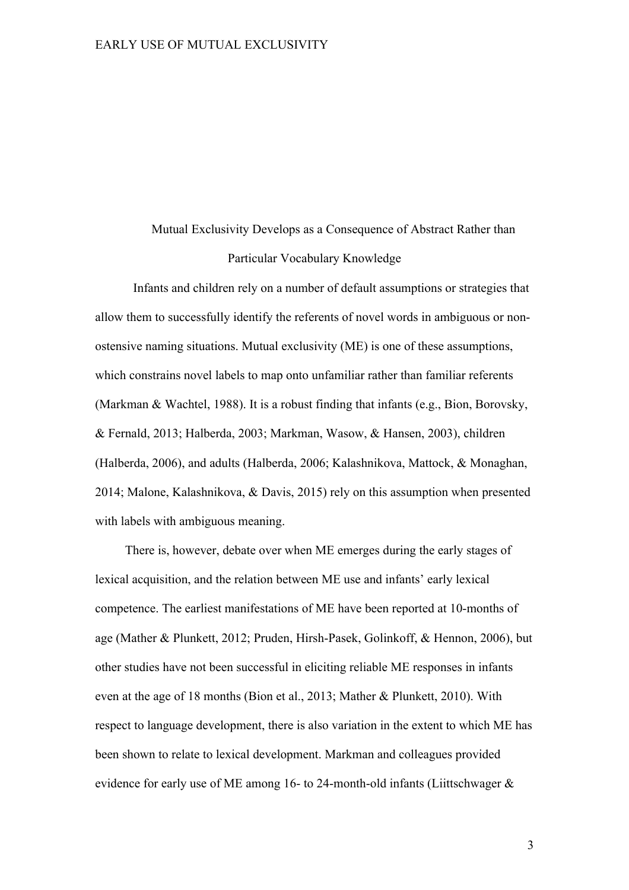# Mutual Exclusivity Develops as a Consequence of Abstract Rather than Particular Vocabulary Knowledge

Infants and children rely on a number of default assumptions or strategies that allow them to successfully identify the referents of novel words in ambiguous or non-ostensive naming situations. Mutual exclusivity (ME) is one of these assumptions, which constrains novel labels to map onto unfamiliar rather than familiar referents (Markman & Wachtel, 1988). It is a robust finding that infants (e.g., Bion, Borovsky, & Fernald, 2013; Halberda, 2003; Markman, Wasow, & Hansen, 2003), children (Halberda, 2006), and adults (Halberda, 2006; Kalashnikova, Mattock, & Monaghan, 2014; Malone, Kalashnikova, & Davis, 2015) rely on this assumption when presented with labels with ambiguous meaning.

There is, however, debate over when ME emerges during the early stages of lexical acquisition, and the relation between ME use and infants' early lexical competence. The earliest manifestations of ME have been reported at 10-months of age (Mather & Plunkett, 2012; Pruden, Hirsh-Pasek, Golinkoff, & Hennon, 2006), but other studies have not been successful in eliciting reliable ME responses in infants even at the age of 18 months (Bion et al., 2013; Mather & Plunkett, 2010). With respect to language development, there is also variation in the extent to which ME has been shown to relate to lexical development. Markman and colleagues provided evidence for early use of ME among 16- to 24-month-old infants (Liittschwager &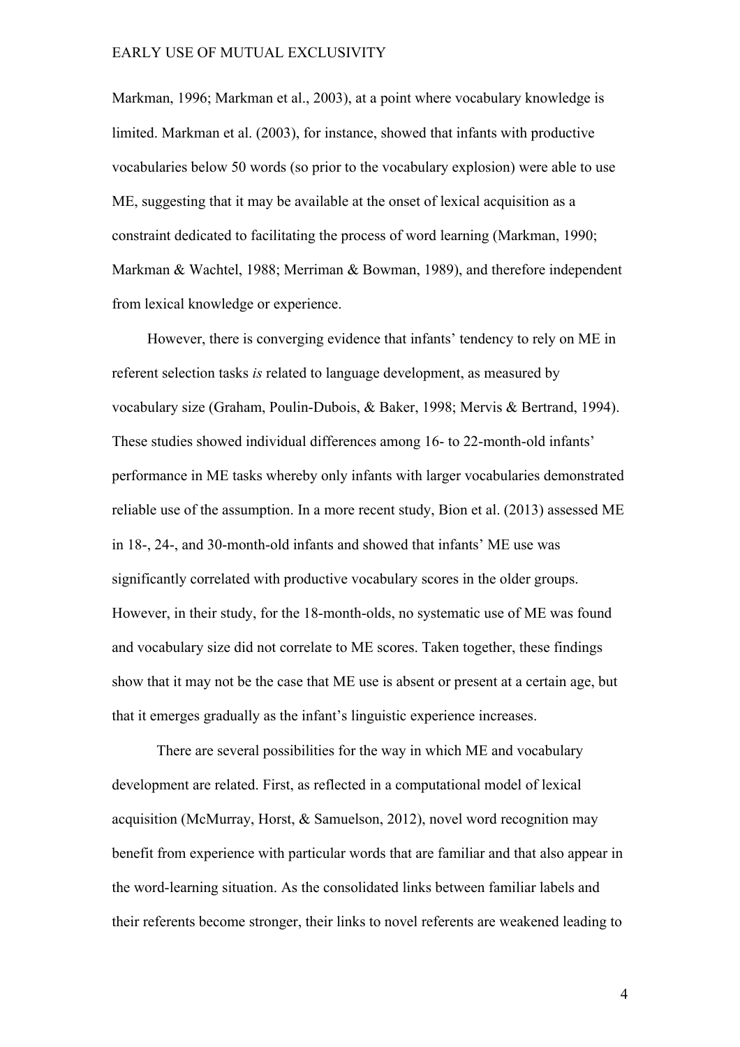Markman, 1996; Markman et al., 2003), at a point where vocabulary knowledge is limited. Markman et al. (2003), for instance, showed that infants with productive vocabularies below 50 words (so prior to the vocabulary explosion) were able to use ME, suggesting that it may be available at the onset of lexical acquisition as a constraint dedicated to facilitating the process of word learning (Markman, 1990; Markman & Wachtel, 1988; Merriman & Bowman, 1989), and therefore independent from lexical knowledge or experience.

However, there is converging evidence that infants' tendency to rely on ME in referent selection tasks *is* related to language development, as measured by vocabulary size (Graham, Poulin-Dubois, & Baker, 1998; Mervis & Bertrand, 1994). These studies showed individual differences among 16- to 22-month-old infants' performance in ME tasks whereby only infants with larger vocabularies demonstrated reliable use of the assumption. In a more recent study, Bion et al. (2013) assessed ME in 18-, 24-, and 30-month-old infants and showed that infants' ME use was significantly correlated with productive vocabulary scores in the older groups. However, in their study, for the 18-month-olds, no systematic use of ME was found and vocabulary size did not correlate to ME scores. Taken together, these findings show that it may not be the case that ME use is absent or present at a certain age, but that it emerges gradually as the infant's linguistic experience increases.

There are several possibilities for the way in which ME and vocabulary development are related. First, as reflected in a computational model of lexical acquisition (McMurray, Horst, & Samuelson, 2012), novel word recognition may benefit from experience with particular words that are familiar and that also appear in the word-learning situation. As the consolidated links between familiar labels and their referents become stronger, their links to novel referents are weakened leading to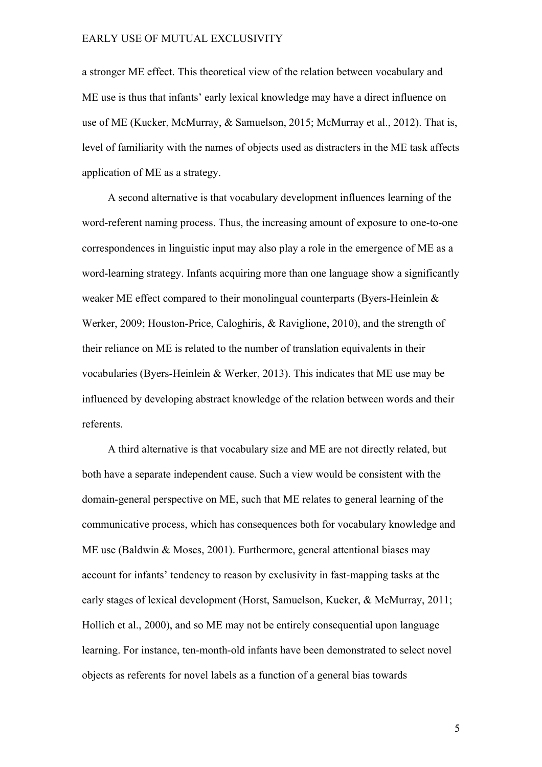a stronger ME effect. This theoretical view of the relation between vocabulary and ME use is thus that infants' early lexical knowledge may have a direct influence on use of ME (Kucker, McMurray, & Samuelson, 2015; McMurray et al., 2012). That is, level of familiarity with the names of objects used as distracters in the ME task affects application of ME as a strategy.

A second alternative is that vocabulary development influences learning of the word-referent naming process. Thus, the increasing amount of exposure to one-to-one correspondences in linguistic input may also play a role in the emergence of ME as a word-learning strategy. Infants acquiring more than one language show a significantly weaker ME effect compared to their monolingual counterparts (Byers-Heinlein & Werker, 2009; Houston-Price, Caloghiris, & Raviglione, 2010), and the strength of their reliance on ME is related to the number of translation equivalents in their vocabularies (Byers-Heinlein & Werker, 2013). This indicates that ME use may be influenced by developing abstract knowledge of the relation between words and their referents.

A third alternative is that vocabulary size and ME are not directly related, but both have a separate independent cause. Such a view would be consistent with the domain-general perspective on ME, such that ME relates to general learning of the communicative process, which has consequences both for vocabulary knowledge and ME use (Baldwin & Moses, 2001). Furthermore, general attentional biases may account for infants' tendency to reason by exclusivity in fast-mapping tasks at the early stages of lexical development (Horst, Samuelson, Kucker, & McMurray, 2011; Hollich et al., 2000), and so ME may not be entirely consequential upon language learning. For instance, ten-month-old infants have been demonstrated to select novel objects as referents for novel labels as a function of a general bias towards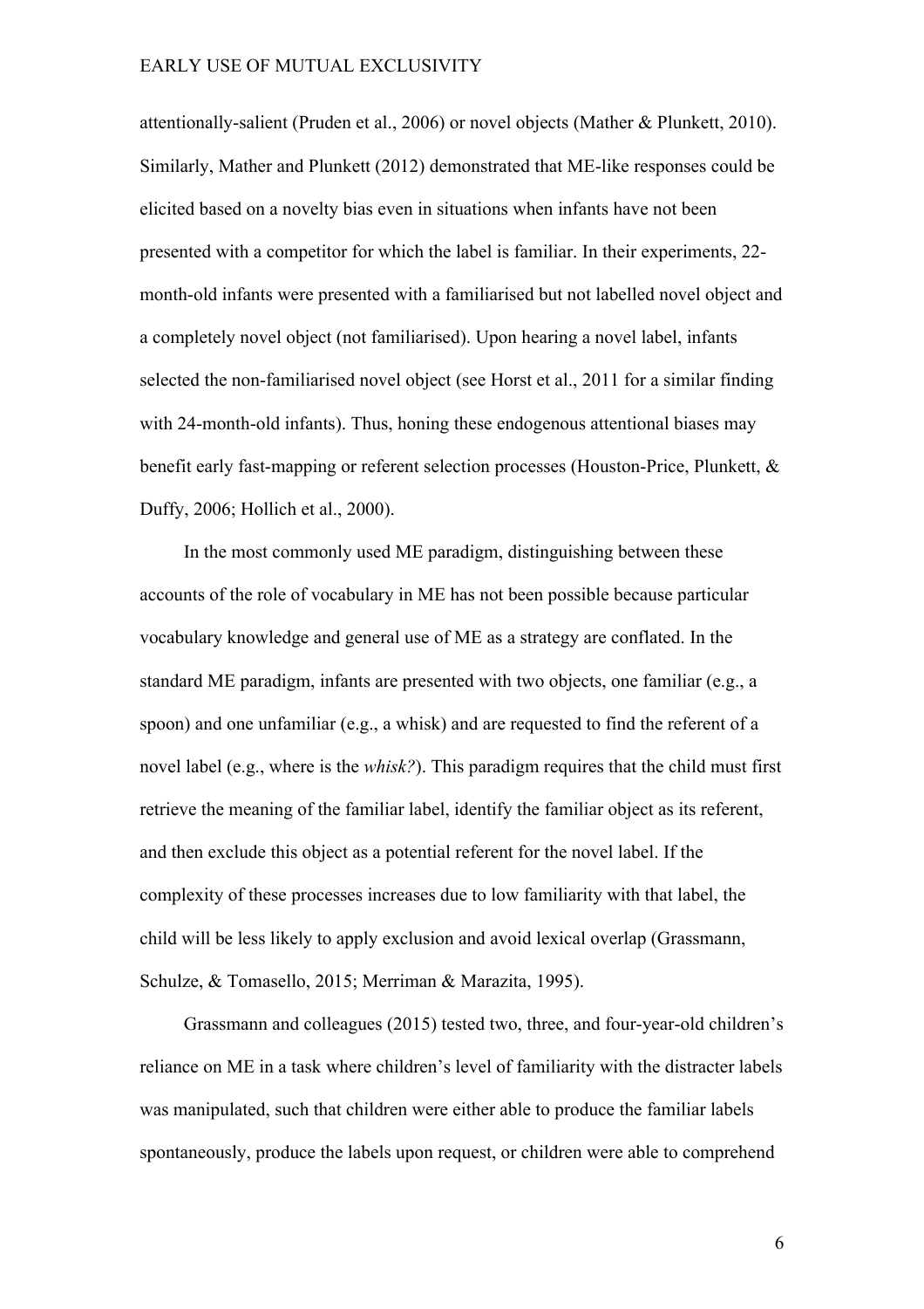attentionally-salient (Pruden et al., 2006) or novel objects (Mather & Plunkett, 2010). Similarly, Mather and Plunkett (2012) demonstrated that ME-like responses could be elicited based on a novelty bias even in situations when infants have not been presented with a competitor for which the label is familiar. In their experiments, 22-month-old infants were presented with a familiarised but not labelled novel object and a completely novel object (not familiarised). Upon hearing a novel label, infants selected the non-familiarised novel object (see Horst et al., 2011 for a similar finding with 24-month-old infants). Thus, honing these endogenous attentional biases may benefit early fast-mapping or referent selection processes (Houston-Price, Plunkett, & Duffy, 2006; Hollich et al., 2000).

In the most commonly used ME paradigm, distinguishing between these accounts of the role of vocabulary in ME has not been possible because particular vocabulary knowledge and general use of ME as a strategy are conflated. In the standard ME paradigm, infants are presented with two objects, one familiar (e.g., a spoon) and one unfamiliar (e.g., a whisk) and are requested to find the referent of a novel label (e.g., where is the *whisk?*). This paradigm requires that the child must first retrieve the meaning of the familiar label, identify the familiar object as its referent, and then exclude this object as a potential referent for the novel label. If the complexity of these processes increases due to low familiarity with that label, the child will be less likely to apply exclusion and avoid lexical overlap (Grassmann, Schulze, & Tomasello, 2015; Merriman & Marazita, 1995).

Grassmann and colleagues (2015) tested two, three, and four-year-old children's reliance on ME in a task where children's level of familiarity with the distracter labels was manipulated, such that children were either able to produce the familiar labels spontaneously, produce the labels upon request, or children were able to comprehend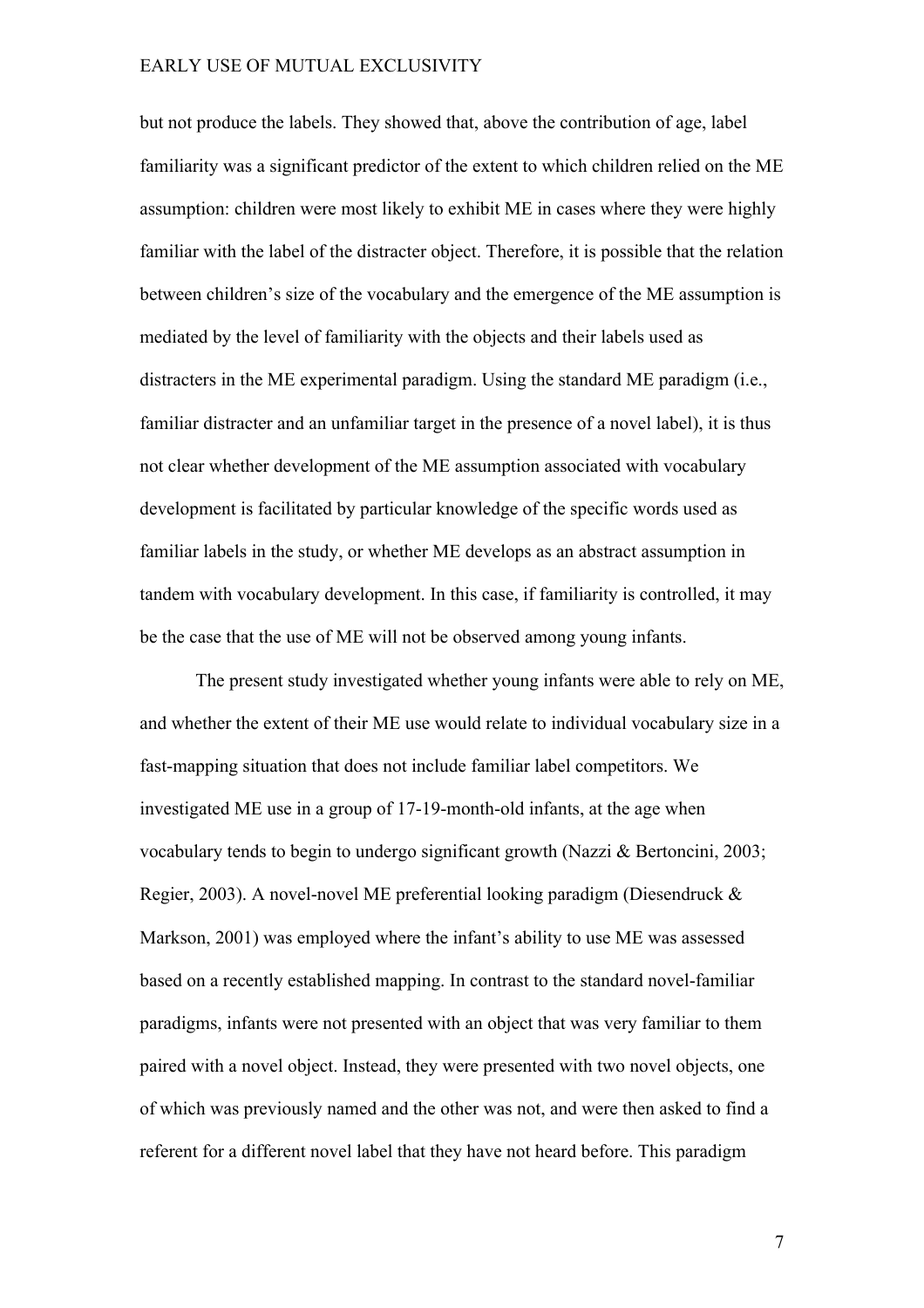but not produce the labels. They showed that, above the contribution of age, label familiarity was a significant predictor of the extent to which children relied on the ME assumption: children were most likely to exhibit ME in cases where they were highly familiar with the label of the distracter object. Therefore, it is possible that the relation between children's size of the vocabulary and the emergence of the ME assumption is mediated by the level of familiarity with the objects and their labels used as distracters in the ME experimental paradigm. Using the standard ME paradigm (i.e., familiar distracter and an unfamiliar target in the presence of a novel label), it is thus not clear whether development of the ME assumption associated with vocabulary development is facilitated by particular knowledge of the specific words used as familiar labels in the study, or whether ME develops as an abstract assumption in tandem with vocabulary development. In this case, if familiarity is controlled, it may be the case that the use of ME will not be observed among young infants.

The present study investigated whether young infants were able to rely on ME, and whether the extent of their ME use would relate to individual vocabulary size in a fast-mapping situation that does not include familiar label competitors. We investigated ME use in a group of 17-19-month-old infants, at the age when vocabulary tends to begin to undergo significant growth (Nazzi & Bertoncini, 2003; Regier, 2003). A novel-novel ME preferential looking paradigm (Diesendruck & Markson, 2001) was employed where the infant's ability to use ME was assessed based on a recently established mapping. In contrast to the standard novel-familiar paradigms, infants were not presented with an object that was very familiar to them paired with a novel object. Instead, they were presented with two novel objects, one of which was previously named and the other was not, and were then asked to find a referent for a different novel label that they have not heard before. This paradigm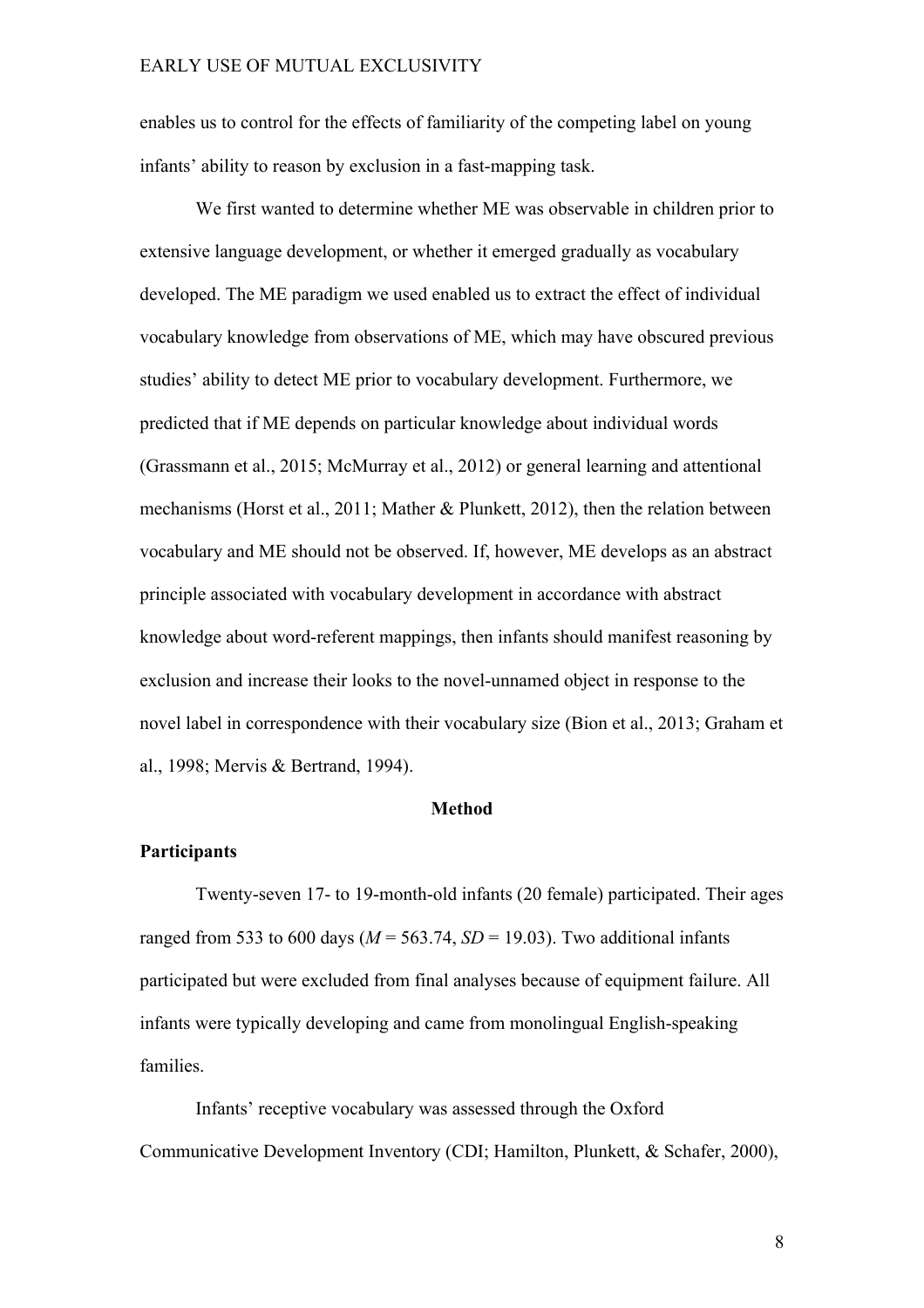enables us to control for the effects of familiarity of the competing label on young infants' ability to reason by exclusion in a fast-mapping task.

We first wanted to determine whether ME was observable in children prior to extensive language development, or whether it emerged gradually as vocabulary developed. The ME paradigm we used enabled us to extract the effect of individual vocabulary knowledge from observations of ME, which may have obscured previous studies' ability to detect ME prior to vocabulary development. Furthermore, we predicted that if ME depends on particular knowledge about individual words (Grassmann et al., 2015; McMurray et al., 2012) or general learning and attentional mechanisms (Horst et al., 2011; Mather & Plunkett, 2012), then the relation between vocabulary and ME should not be observed. If, however, ME develops as an abstract principle associated with vocabulary development in accordance with abstract knowledge about word-referent mappings, then infants should manifest reasoning by exclusion and increase their looks to the novel-unnamed object in response to the novel label in correspondence with their vocabulary size (Bion et al., 2013; Graham et al., 1998; Mervis & Bertrand, 1994).

# Method

## Participants

Twenty-seven 17- to 19-month-old infants (20 female) participated. Their ages ranged from 533 to 600 days ($M$ = 563.74, $SD$ = 19.03). Two additional infants participated but were excluded from final analyses because of equipment failure. All infants were typically developing and came from monolingual English-speaking families.

Infants' receptive vocabulary was assessed through the Oxford Communicative Development Inventory (CDI; Hamilton, Plunkett, & Schafer, 2000),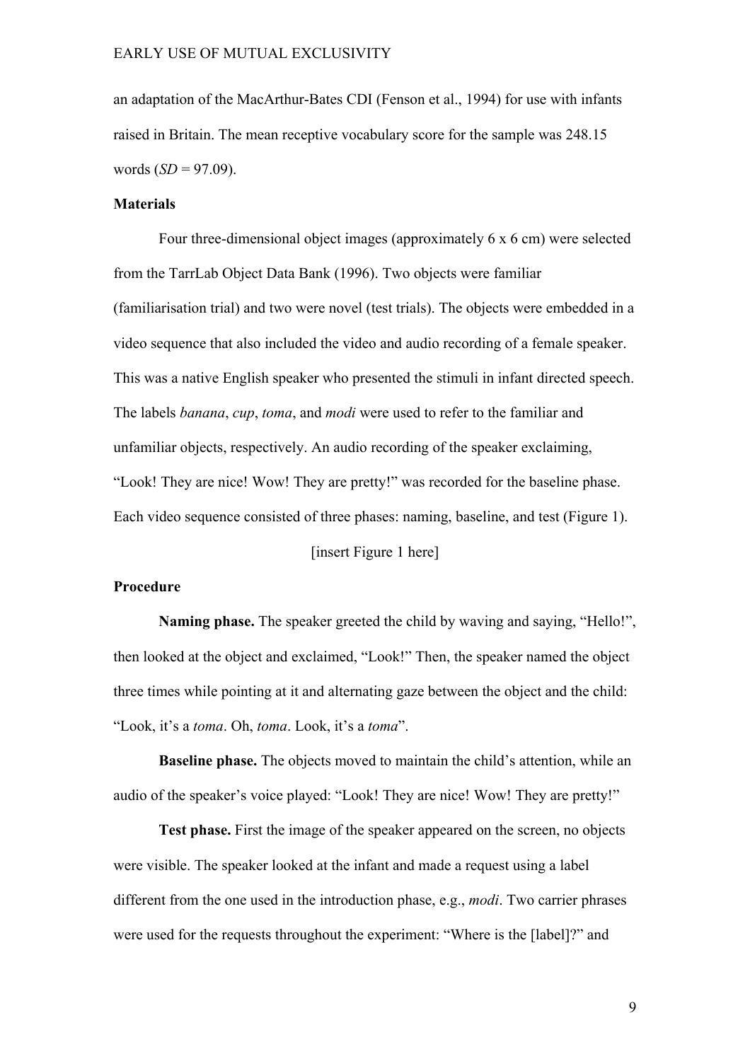an adaptation of the MacArthur-Bates CDI (Fenson et al., 1994) for use with infants raised in Britain. The mean receptive vocabulary score for the sample was 248.15 words (*SD* = 97.09).

### Materials

Four three-dimensional object images (approximately 6 x 6 cm) were selected from the TarrLab Object Data Bank (1996). Two objects were familiar (familiarisation trial) and two were novel (test trials). The objects were embedded in a video sequence that also included the video and audio recording of a female speaker. This was a native English speaker who presented the stimuli in infant directed speech. The labels *banana*, *cup*, *toma*, and *modi* were used to refer to the familiar and unfamiliar objects, respectively. An audio recording of the speaker exclaiming, “Look! They are nice! Wow! They are pretty!” was recorded for the baseline phase. Each video sequence consisted of three phases: naming, baseline, and test (Figure 1).

[insert Figure 1 here]

### Procedure

**Naming phase.** The speaker greeted the child by waving and saying, “Hello!”, then looked at the object and exclaimed, “Look!” Then, the speaker named the object three times while pointing at it and alternating gaze between the object and the child: “Look, it’s a *toma*. Oh, *toma*. Look, it’s a *toma*”.

**Baseline phase.** The objects moved to maintain the child’s attention, while an audio of the speaker’s voice played: “Look! They are nice! Wow! They are pretty!”

**Test phase.** First the image of the speaker appeared on the screen, no objects were visible. The speaker looked at the infant and made a request using a label different from the one used in the introduction phase, e.g., *modi*. Two carrier phrases were used for the requests throughout the experiment: “Where is the [label]?” and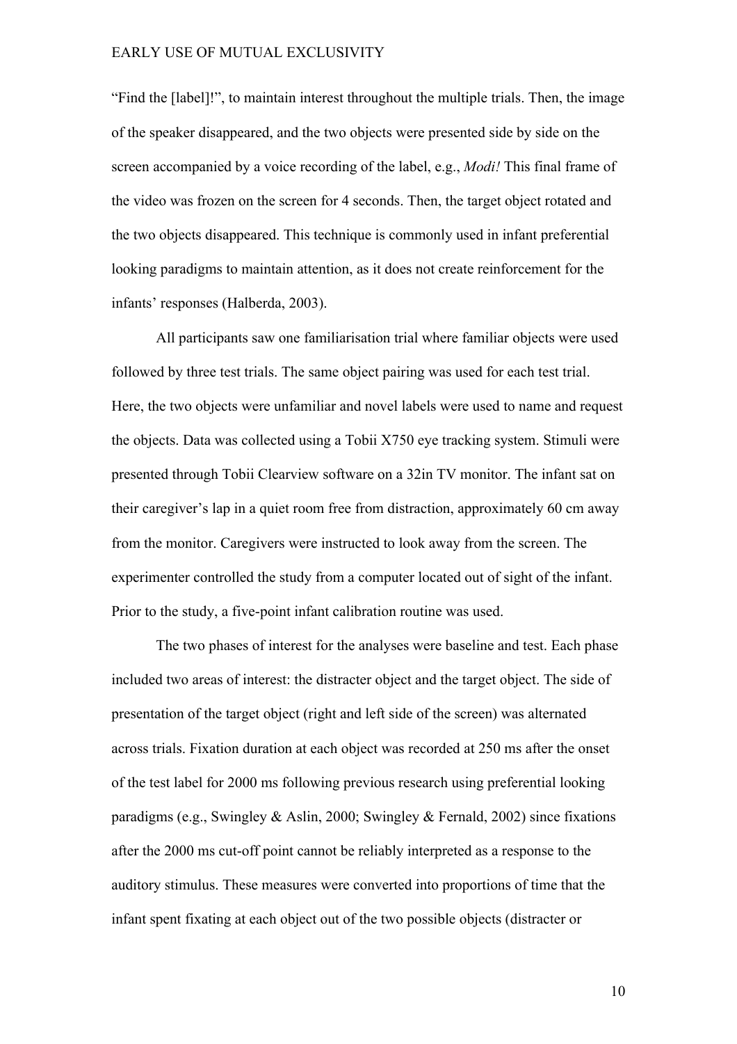"Find the [label]!", to maintain interest throughout the multiple trials. Then, the image of the speaker disappeared, and the two objects were presented side by side on the screen accompanied by a voice recording of the label, e.g., *Modi!* This final frame of the video was frozen on the screen for 4 seconds. Then, the target object rotated and the two objects disappeared. This technique is commonly used in infant preferential looking paradigms to maintain attention, as it does not create reinforcement for the infants' responses (Halberda, 2003).

All participants saw one familiarisation trial where familiar objects were used followed by three test trials. The same object pairing was used for each test trial. Here, the two objects were unfamiliar and novel labels were used to name and request the objects. Data was collected using a Tobii X750 eye tracking system. Stimuli were presented through Tobii Clearview software on a 32in TV monitor. The infant sat on their caregiver's lap in a quiet room free from distraction, approximately 60 cm away from the monitor. Caregivers were instructed to look away from the screen. The experimenter controlled the study from a computer located out of sight of the infant. Prior to the study, a five-point infant calibration routine was used.

The two phases of interest for the analyses were baseline and test. Each phase included two areas of interest: the distracter object and the target object. The side of presentation of the target object (right and left side of the screen) was alternated across trials. Fixation duration at each object was recorded at 250 ms after the onset of the test label for 2000 ms following previous research using preferential looking paradigms (e.g., Swingley & Aslin, 2000; Swingley & Fernald, 2002) since fixations after the 2000 ms cut-off point cannot be reliably interpreted as a response to the auditory stimulus. These measures were converted into proportions of time that the infant spent fixating at each object out of the two possible objects (distracter or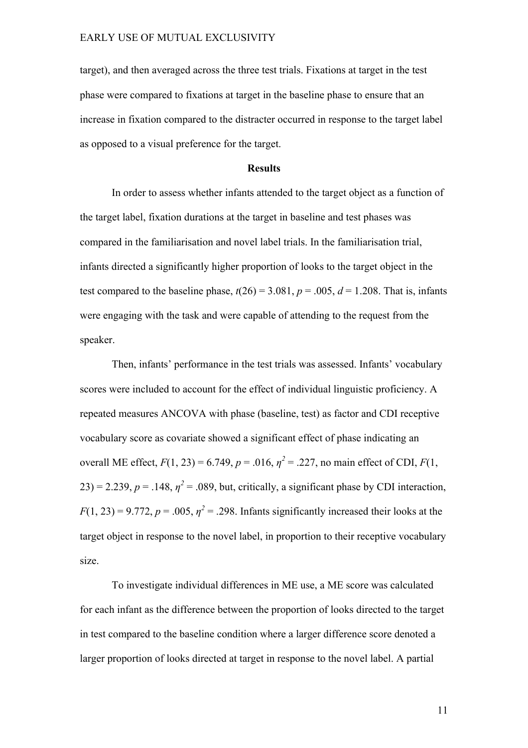target), and then averaged across the three test trials. Fixations at target in the test phase were compared to fixations at target in the baseline phase to ensure that an increase in fixation compared to the distracter occurred in response to the target label as opposed to a visual preference for the target.

## Results

In order to assess whether infants attended to the target object as a function of the target label, fixation durations at the target in baseline and test phases was compared in the familiarisation and novel label trials. In the familiarisation trial, infants directed a significantly higher proportion of looks to the target object in the test compared to the baseline phase, $t(26) = 3.081$, $p = .005$, $d = 1.208$. That is, infants were engaging with the task and were capable of attending to the request from the speaker.

Then, infants' performance in the test trials was assessed. Infants' vocabulary scores were included to account for the effect of individual linguistic proficiency. A repeated measures ANCOVA with phase (baseline, test) as factor and CDI receptive vocabulary score as covariate showed a significant effect of phase indicating an overall ME effect, $F(1, 23) = 6.749$, $p = .016$, $\eta^2 = .227$, no main effect of CDI, $F(1, 23) = 2.239$, $p = .148$, $\eta^2 = .089$, but, critically, a significant phase by CDI interaction, $F(1, 23) = 9.772$, $p = .005$, $\eta^2 = .298$. Infants significantly increased their looks at the target object in response to the novel label, in proportion to their receptive vocabulary size.

To investigate individual differences in ME use, a ME score was calculated for each infant as the difference between the proportion of looks directed to the target in test compared to the baseline condition where a larger difference score denoted a larger proportion of looks directed at target in response to the novel label. A partial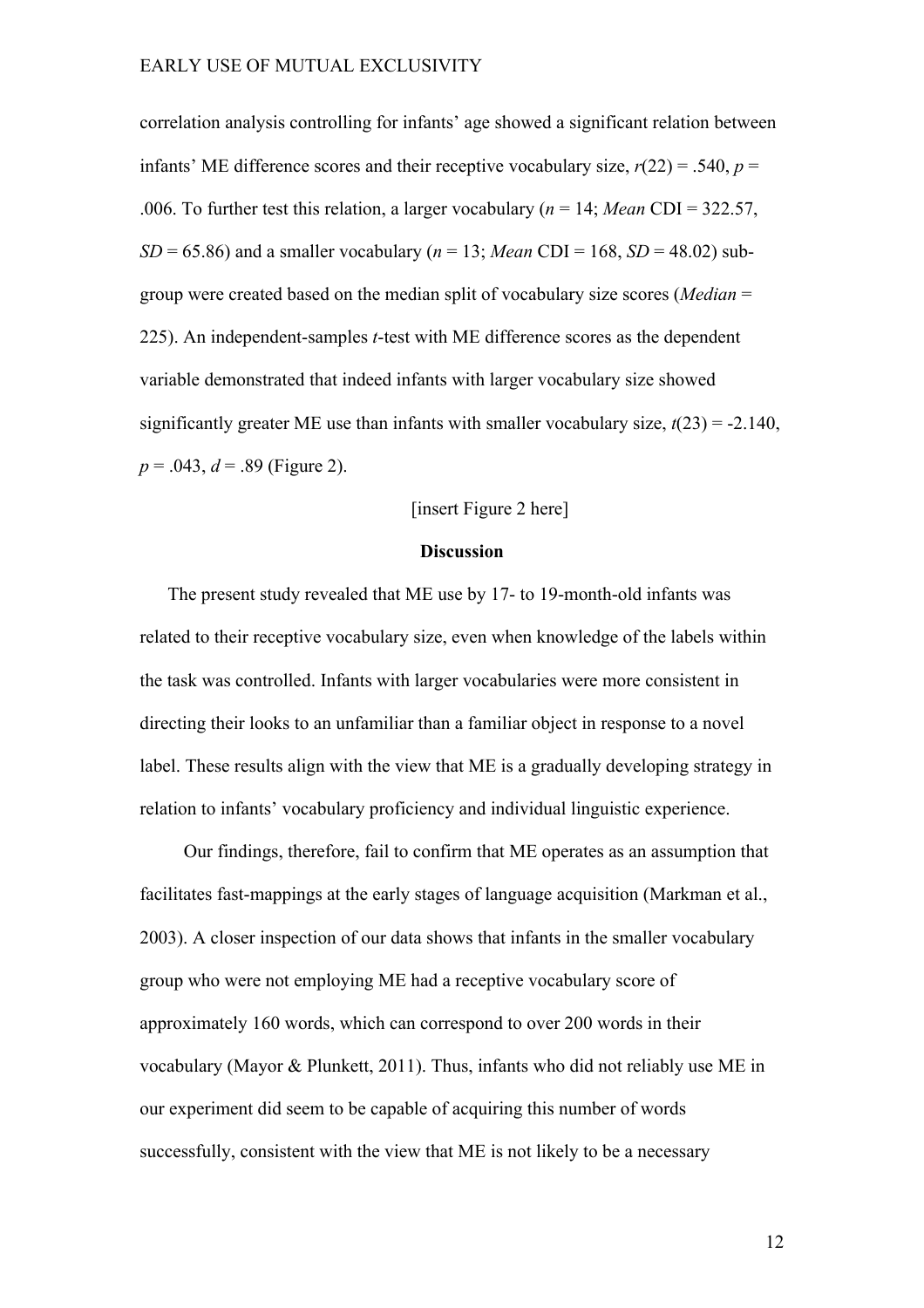correlation analysis controlling for infants' age showed a significant relation between infants' ME difference scores and their receptive vocabulary size, $r(22) = .540$, $p = .006$. To further test this relation, a larger vocabulary ($n = 14$; *Mean* CDI = 322.57, $SD = 65.86$) and a smaller vocabulary ($n = 13$; *Mean* CDI = 168, $SD = 48.02$) sub-group were created based on the median split of vocabulary size scores (*Median* = 225). An independent-samples *t*-test with ME difference scores as the dependent variable demonstrated that indeed infants with larger vocabulary size showed significantly greater ME use than infants with smaller vocabulary size, $t(23) = -2.140$, $p = .043$, $d = .89$ (Figure 2).

[insert Figure 2 here]

## Discussion

The present study revealed that ME use by 17- to 19-month-old infants was related to their receptive vocabulary size, even when knowledge of the labels within the task was controlled. Infants with larger vocabularies were more consistent in directing their looks to an unfamiliar than a familiar object in response to a novel label. These results align with the view that ME is a gradually developing strategy in relation to infants' vocabulary proficiency and individual linguistic experience.

Our findings, therefore, fail to confirm that ME operates as an assumption that facilitates fast-mappings at the early stages of language acquisition (Markman et al., 2003). A closer inspection of our data shows that infants in the smaller vocabulary group who were not employing ME had a receptive vocabulary score of approximately 160 words, which can correspond to over 200 words in their vocabulary (Mayor & Plunkett, 2011). Thus, infants who did not reliably use ME in our experiment did seem to be capable of acquiring this number of words successfully, consistent with the view that ME is not likely to be a necessary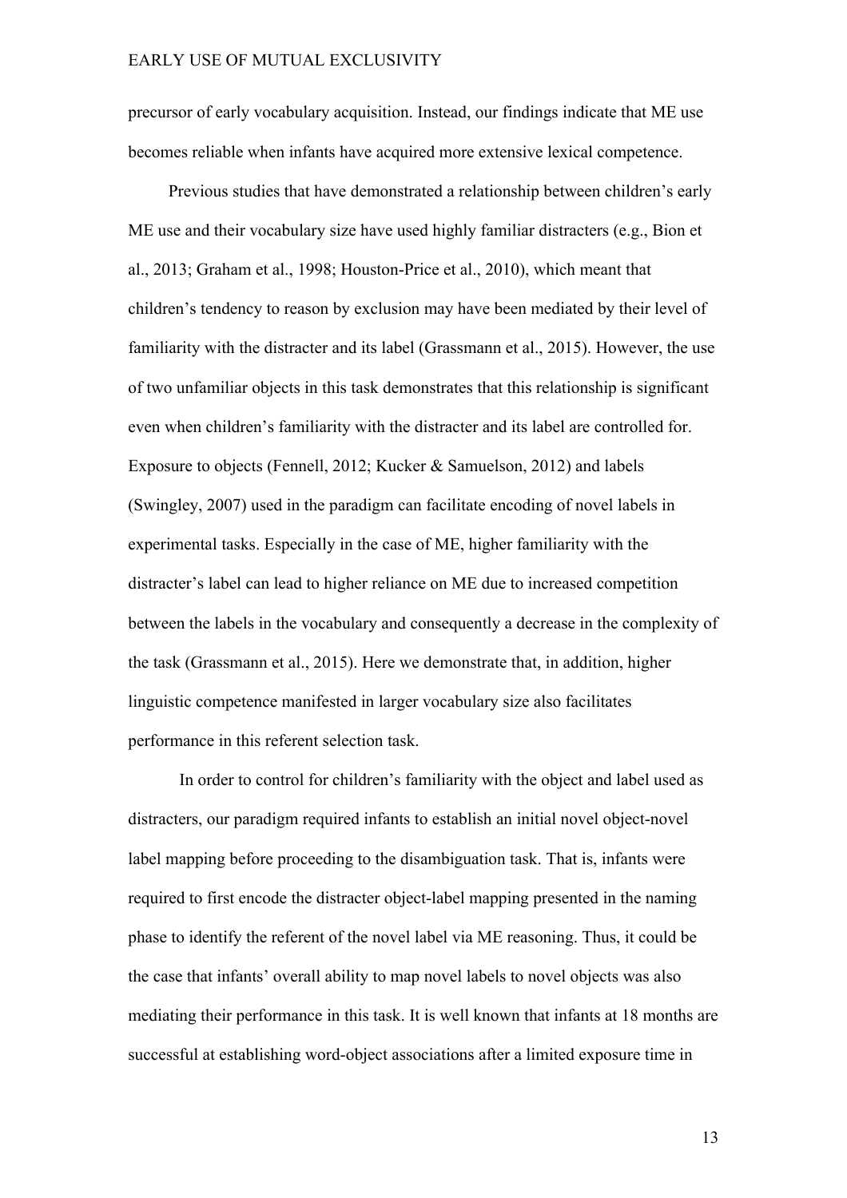precursor of early vocabulary acquisition. Instead, our findings indicate that ME use becomes reliable when infants have acquired more extensive lexical competence.

Previous studies that have demonstrated a relationship between children's early ME use and their vocabulary size have used highly familiar distracters (e.g., Bion et al., 2013; Graham et al., 1998; Houston-Price et al., 2010), which meant that children's tendency to reason by exclusion may have been mediated by their level of familiarity with the distracter and its label (Grassmann et al., 2015). However, the use of two unfamiliar objects in this task demonstrates that this relationship is significant even when children's familiarity with the distracter and its label are controlled for. Exposure to objects (Fennell, 2012; Kucker & Samuelson, 2012) and labels (Swingley, 2007) used in the paradigm can facilitate encoding of novel labels in experimental tasks. Especially in the case of ME, higher familiarity with the distracter's label can lead to higher reliance on ME due to increased competition between the labels in the vocabulary and consequently a decrease in the complexity of the task (Grassmann et al., 2015). Here we demonstrate that, in addition, higher linguistic competence manifested in larger vocabulary size also facilitates performance in this referent selection task.

In order to control for children's familiarity with the object and label used as distracters, our paradigm required infants to establish an initial novel object-novel label mapping before proceeding to the disambiguation task. That is, infants were required to first encode the distracter object-label mapping presented in the naming phase to identify the referent of the novel label via ME reasoning. Thus, it could be the case that infants' overall ability to map novel labels to novel objects was also mediating their performance in this task. It is well known that infants at 18 months are successful at establishing word-object associations after a limited exposure time in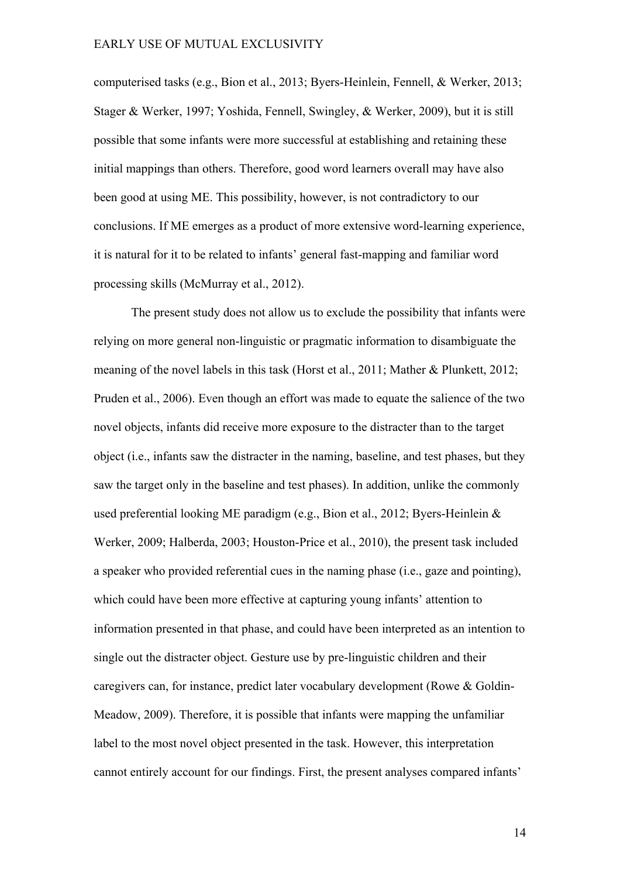computerised tasks (e.g., Bion et al., 2013; Byers-Heinlein, Fennell, & Werker, 2013; Stager & Werker, 1997; Yoshida, Fennell, Swingley, & Werker, 2009), but it is still possible that some infants were more successful at establishing and retaining these initial mappings than others. Therefore, good word learners overall may have also been good at using ME. This possibility, however, is not contradictory to our conclusions. If ME emerges as a product of more extensive word-learning experience, it is natural for it to be related to infants' general fast-mapping and familiar word processing skills (McMurray et al., 2012).

The present study does not allow us to exclude the possibility that infants were relying on more general non-linguistic or pragmatic information to disambiguate the meaning of the novel labels in this task (Horst et al., 2011; Mather & Plunkett, 2012; Pruden et al., 2006). Even though an effort was made to equate the salience of the two novel objects, infants did receive more exposure to the distracter than to the target object (i.e., infants saw the distracter in the naming, baseline, and test phases, but they saw the target only in the baseline and test phases). In addition, unlike the commonly used preferential looking ME paradigm (e.g., Bion et al., 2012; Byers-Heinlein & Werker, 2009; Halberda, 2003; Houston-Price et al., 2010), the present task included a speaker who provided referential cues in the naming phase (i.e., gaze and pointing), which could have been more effective at capturing young infants' attention to information presented in that phase, and could have been interpreted as an intention to single out the distracter object. Gesture use by pre-linguistic children and their caregivers can, for instance, predict later vocabulary development (Rowe & Goldin-Meadow, 2009). Therefore, it is possible that infants were mapping the unfamiliar label to the most novel object presented in the task. However, this interpretation cannot entirely account for our findings. First, the present analyses compared infants'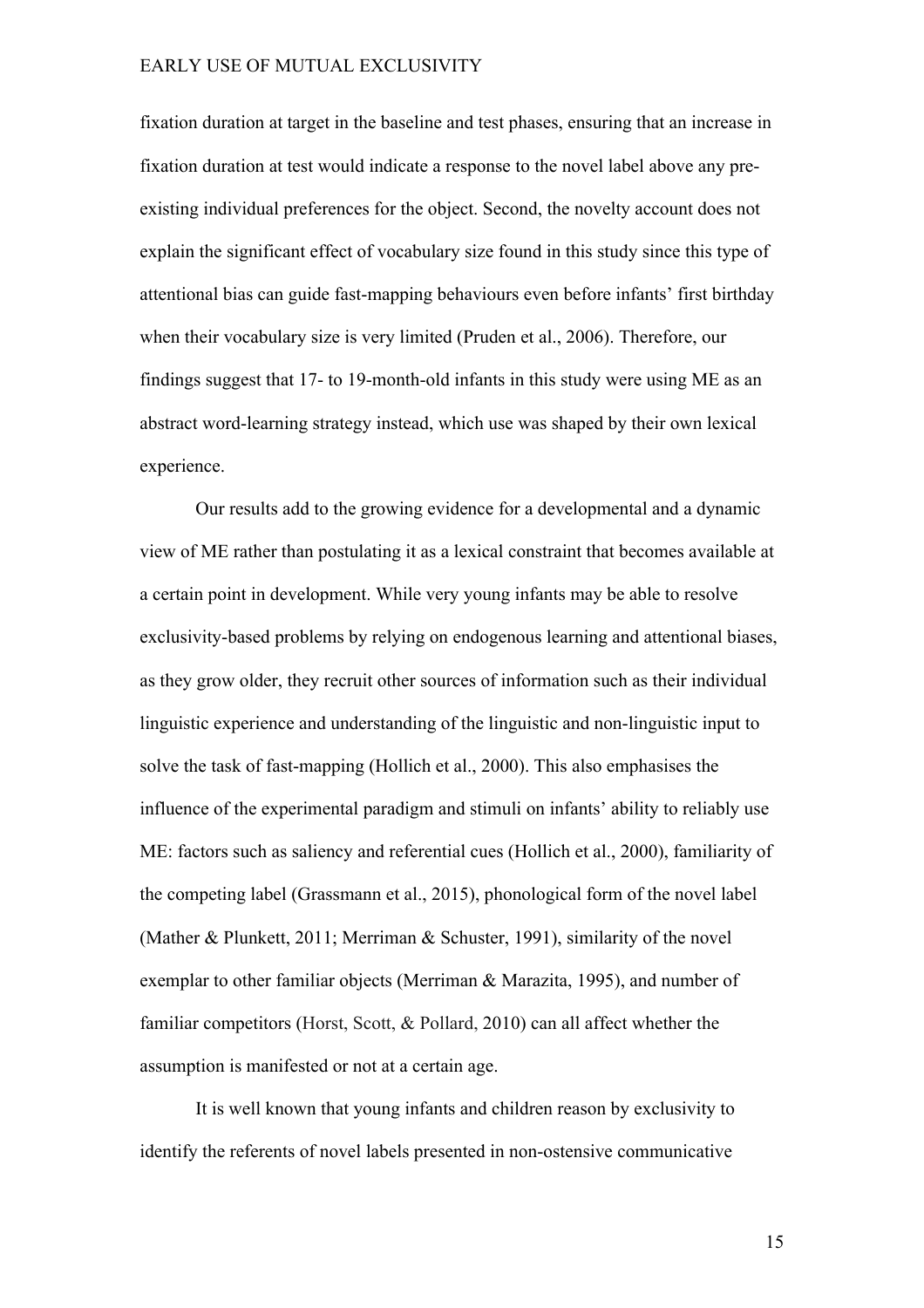fixation duration at target in the baseline and test phases, ensuring that an increase in fixation duration at test would indicate a response to the novel label above any pre-existing individual preferences for the object. Second, the novelty account does not explain the significant effect of vocabulary size found in this study since this type of attentional bias can guide fast-mapping behaviours even before infants' first birthday when their vocabulary size is very limited (Pruden et al., 2006). Therefore, our findings suggest that 17- to 19-month-old infants in this study were using ME as an abstract word-learning strategy instead, which use was shaped by their own lexical experience.

Our results add to the growing evidence for a developmental and a dynamic view of ME rather than postulating it as a lexical constraint that becomes available at a certain point in development. While very young infants may be able to resolve exclusivity-based problems by relying on endogenous learning and attentional biases, as they grow older, they recruit other sources of information such as their individual linguistic experience and understanding of the linguistic and non-linguistic input to solve the task of fast-mapping (Hollich et al., 2000). This also emphasises the influence of the experimental paradigm and stimuli on infants' ability to reliably use ME: factors such as saliency and referential cues (Hollich et al., 2000), familiarity of the competing label (Grassmann et al., 2015), phonological form of the novel label (Mather & Plunkett, 2011; Merriman & Schuster, 1991), similarity of the novel exemplar to other familiar objects (Merriman & Marazita, 1995), and number of familiar competitors (Horst, Scott, & Pollard, 2010) can all affect whether the assumption is manifested or not at a certain age.

It is well known that young infants and children reason by exclusivity to identify the referents of novel labels presented in non-ostensive communicative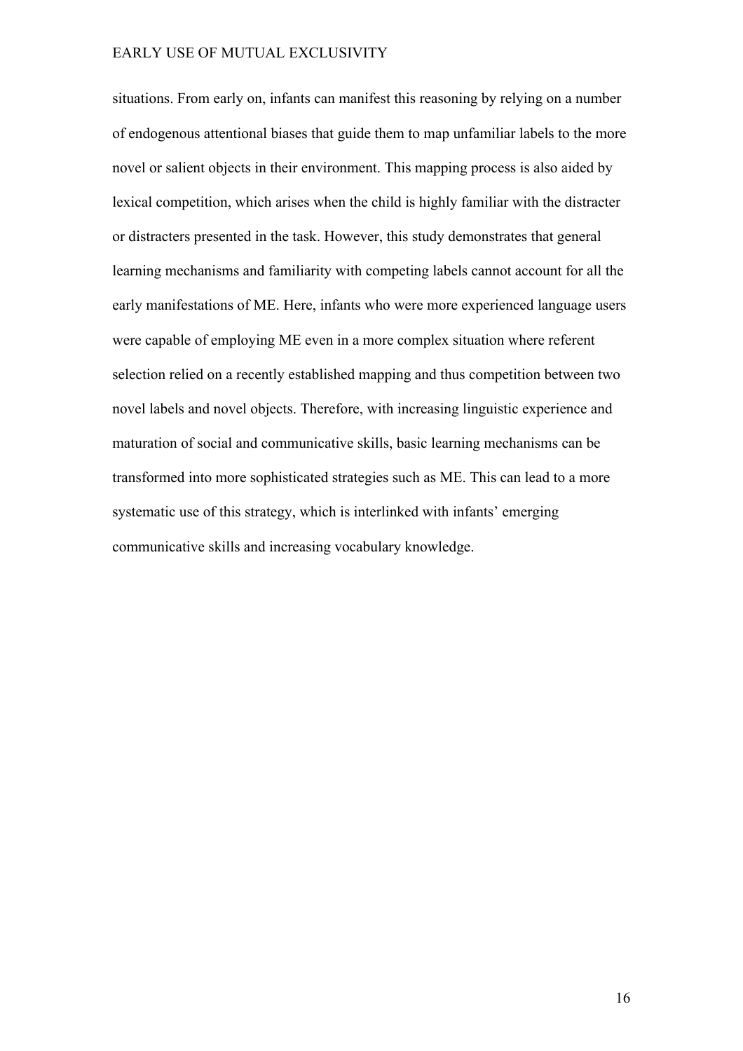situations. From early on, infants can manifest this reasoning by relying on a number of endogenous attentional biases that guide them to map unfamiliar labels to the more novel or salient objects in their environment. This mapping process is also aided by lexical competition, which arises when the child is highly familiar with the distracter or distracters presented in the task. However, this study demonstrates that general learning mechanisms and familiarity with competing labels cannot account for all the early manifestations of ME. Here, infants who were more experienced language users were capable of employing ME even in a more complex situation where referent selection relied on a recently established mapping and thus competition between two novel labels and novel objects. Therefore, with increasing linguistic experience and maturation of social and communicative skills, basic learning mechanisms can be transformed into more sophisticated strategies such as ME. This can lead to a more systematic use of this strategy, which is interlinked with infants' emerging communicative skills and increasing vocabulary knowledge.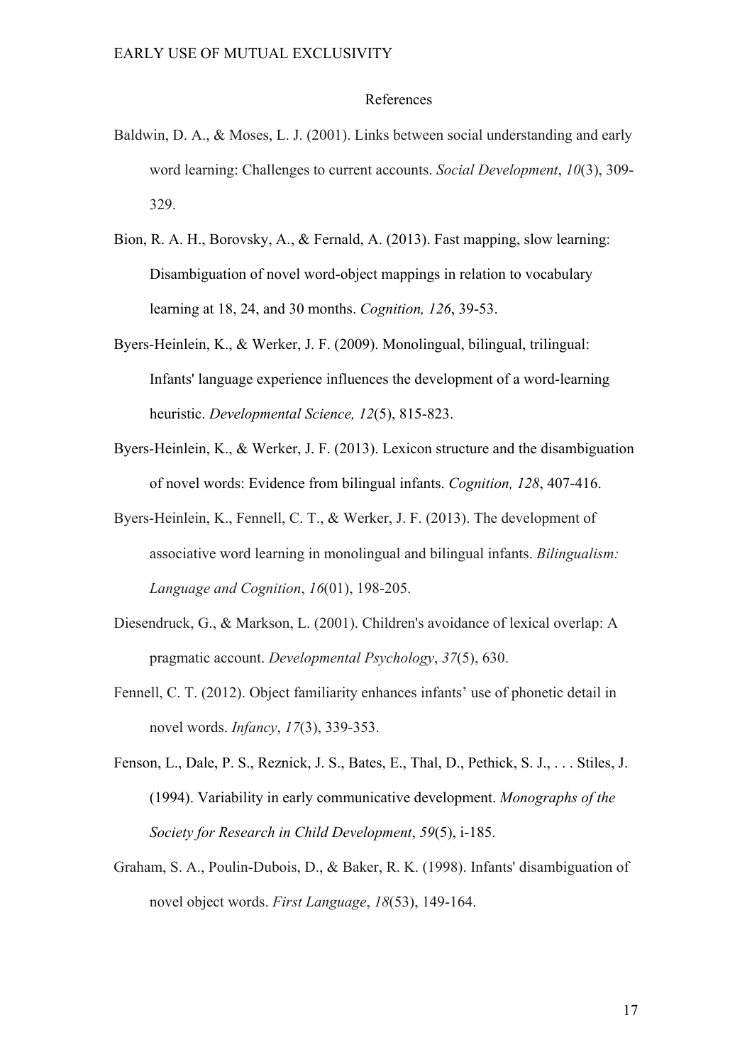# References

Baldwin, D. A., & Moses, L. J. (2001). Links between social understanding and early word learning: Challenges to current accounts. *Social Development*, *10*(3), 309-329.

Bion, R. A. H., Borovsky, A., & Fernald, A. (2013). Fast mapping, slow learning: Disambiguation of novel word-object mappings in relation to vocabulary learning at 18, 24, and 30 months. *Cognition, 126*, 39-53.

Byers-Heinlein, K., & Werker, J. F. (2009). Monolingual, bilingual, trilingual: Infants' language experience influences the development of a word-learning heuristic. *Developmental Science, 12*(5), 815-823.

Byers-Heinlein, K., & Werker, J. F. (2013). Lexicon structure and the disambiguation of novel words: Evidence from bilingual infants. *Cognition, 128*, 407-416.

Byers-Heinlein, K., Fennell, C. T., & Werker, J. F. (2013). The development of associative word learning in monolingual and bilingual infants. *Bilingualism: Language and Cognition*, *16*(01), 198-205.

Diesendruck, G., & Markson, L. (2001). Children's avoidance of lexical overlap: A pragmatic account. *Developmental Psychology*, *37*(5), 630.

Fennell, C. T. (2012). Object familiarity enhances infants' use of phonetic detail in novel words. *Infancy*, *17*(3), 339-353.

Fenson, L., Dale, P. S., Reznick, J. S., Bates, E., Thal, D., Pethick, S. J., . . . Stiles, J. (1994). Variability in early communicative development. *Monographs of the Society for Research in Child Development*, *59*(5), i-185.

Graham, S. A., Poulin-Dubois, D., & Baker, R. K. (1998). Infants' disambiguation of novel object words. *First Language*, *18*(53), 149-164.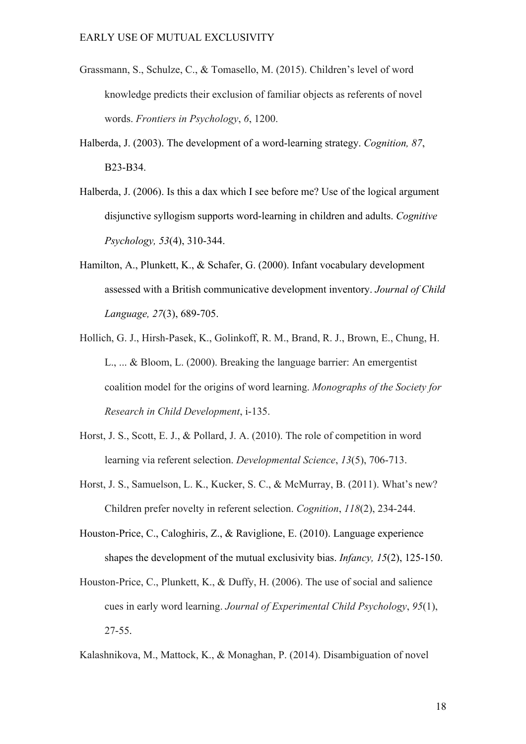Grassmann, S., Schulze, C., & Tomasello, M. (2015). Children's level of word knowledge predicts their exclusion of familiar objects as referents of novel words. *Frontiers in Psychology*, *6*, 1200.

Halberda, J. (2003). The development of a word-learning strategy. *Cognition, 87*, B23-B34.

Halberda, J. (2006). Is this a dax which I see before me? Use of the logical argument disjunctive syllogism supports word-learning in children and adults. *Cognitive Psychology, 53*(4), 310-344.

Hamilton, A., Plunkett, K., & Schafer, G. (2000). Infant vocabulary development assessed with a British communicative development inventory. *Journal of Child Language, 27*(3), 689-705.

Hollich, G. J., Hirsh-Pasek, K., Golinkoff, R. M., Brand, R. J., Brown, E., Chung, H. L., ... & Bloom, L. (2000). Breaking the language barrier: An emergentist coalition model for the origins of word learning. *Monographs of the Society for Research in Child Development*, i-135.

Horst, J. S., Scott, E. J., & Pollard, J. A. (2010). The role of competition in word learning via referent selection. *Developmental Science*, *13*(5), 706-713.

Horst, J. S., Samuelson, L. K., Kucker, S. C., & McMurray, B. (2011). What's new? Children prefer novelty in referent selection. *Cognition*, *118*(2), 234-244.

Houston-Price, C., Caloghiris, Z., & Raviglione, E. (2010). Language experience shapes the development of the mutual exclusivity bias. *Infancy, 15*(2), 125-150.

Houston-Price, C., Plunkett, K., & Duffy, H. (2006). The use of social and salience cues in early word learning. *Journal of Experimental Child Psychology*, *95*(1), 27-55.

Kalashnikova, M., Mattock, K., & Monaghan, P. (2014). Disambiguation of novel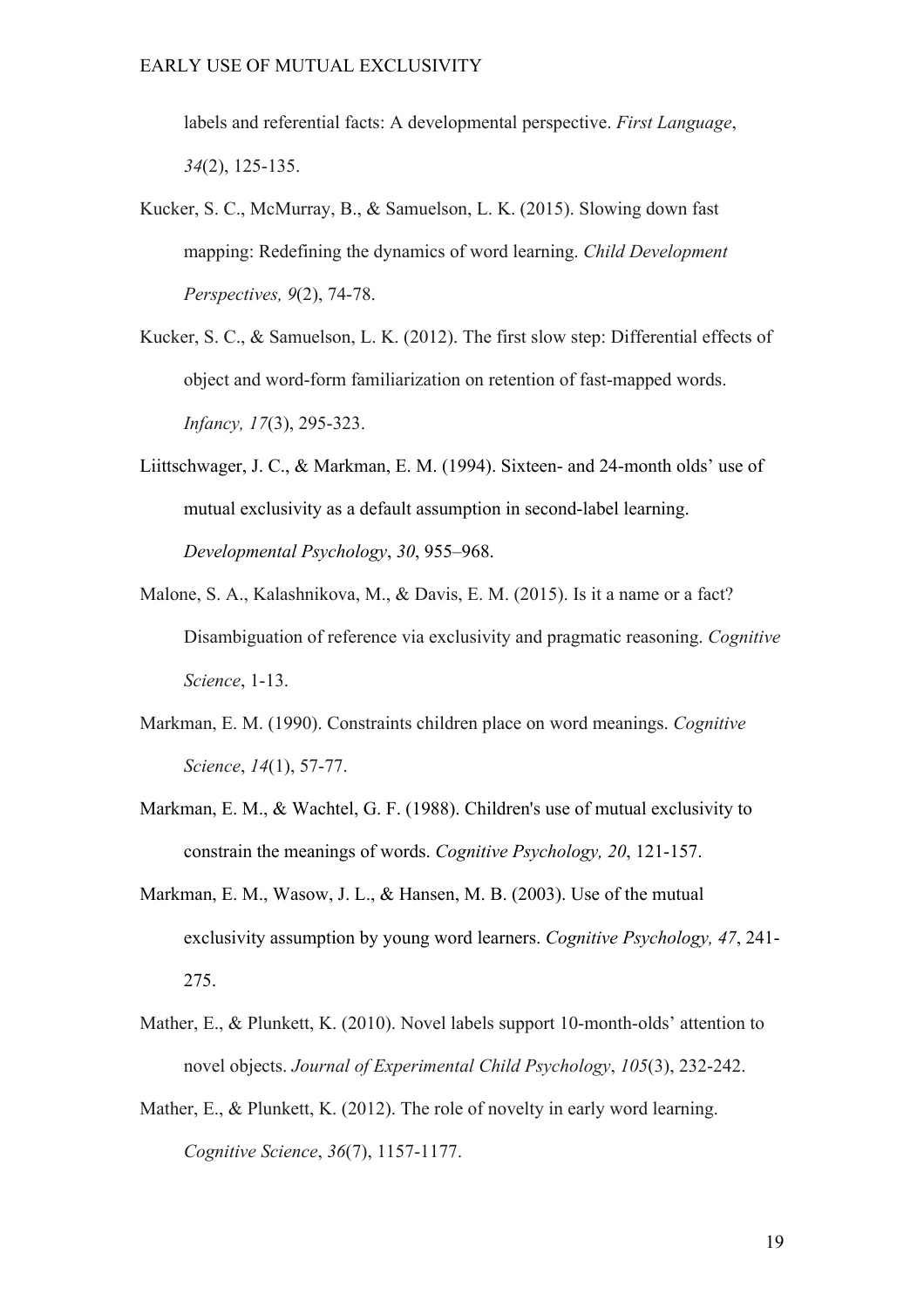labels and referential facts: A developmental perspective. *First Language*, *34*(2), 125-135.

Kucker, S. C., McMurray, B., & Samuelson, L. K. (2015). Slowing down fast mapping: Redefining the dynamics of word learning. *Child Development Perspectives, 9*(2), 74-78.

Kucker, S. C., & Samuelson, L. K. (2012). The first slow step: Differential effects of object and word-form familiarization on retention of fast-mapped words. *Infancy, 17*(3), 295-323.

Liittschwager, J. C., & Markman, E. M. (1994). Sixteen- and 24-month olds' use of mutual exclusivity as a default assumption in second-label learning. *Developmental Psychology*, *30*, 955–968.

Malone, S. A., Kalashnikova, M., & Davis, E. M. (2015). Is it a name or a fact? Disambiguation of reference via exclusivity and pragmatic reasoning. *Cognitive Science*, 1-13.

Markman, E. M. (1990). Constraints children place on word meanings. *Cognitive Science*, *14*(1), 57-77.

Markman, E. M., & Wachtel, G. F. (1988). Children's use of mutual exclusivity to constrain the meanings of words. *Cognitive Psychology, 20*, 121-157.

Markman, E. M., Wasow, J. L., & Hansen, M. B. (2003). Use of the mutual exclusivity assumption by young word learners. *Cognitive Psychology, 47*, 241-275.

Mather, E., & Plunkett, K. (2010). Novel labels support 10-month-olds' attention to novel objects. *Journal of Experimental Child Psychology*, *105*(3), 232-242.

Mather, E., & Plunkett, K. (2012). The role of novelty in early word learning. *Cognitive Science*, *36*(7), 1157-1177.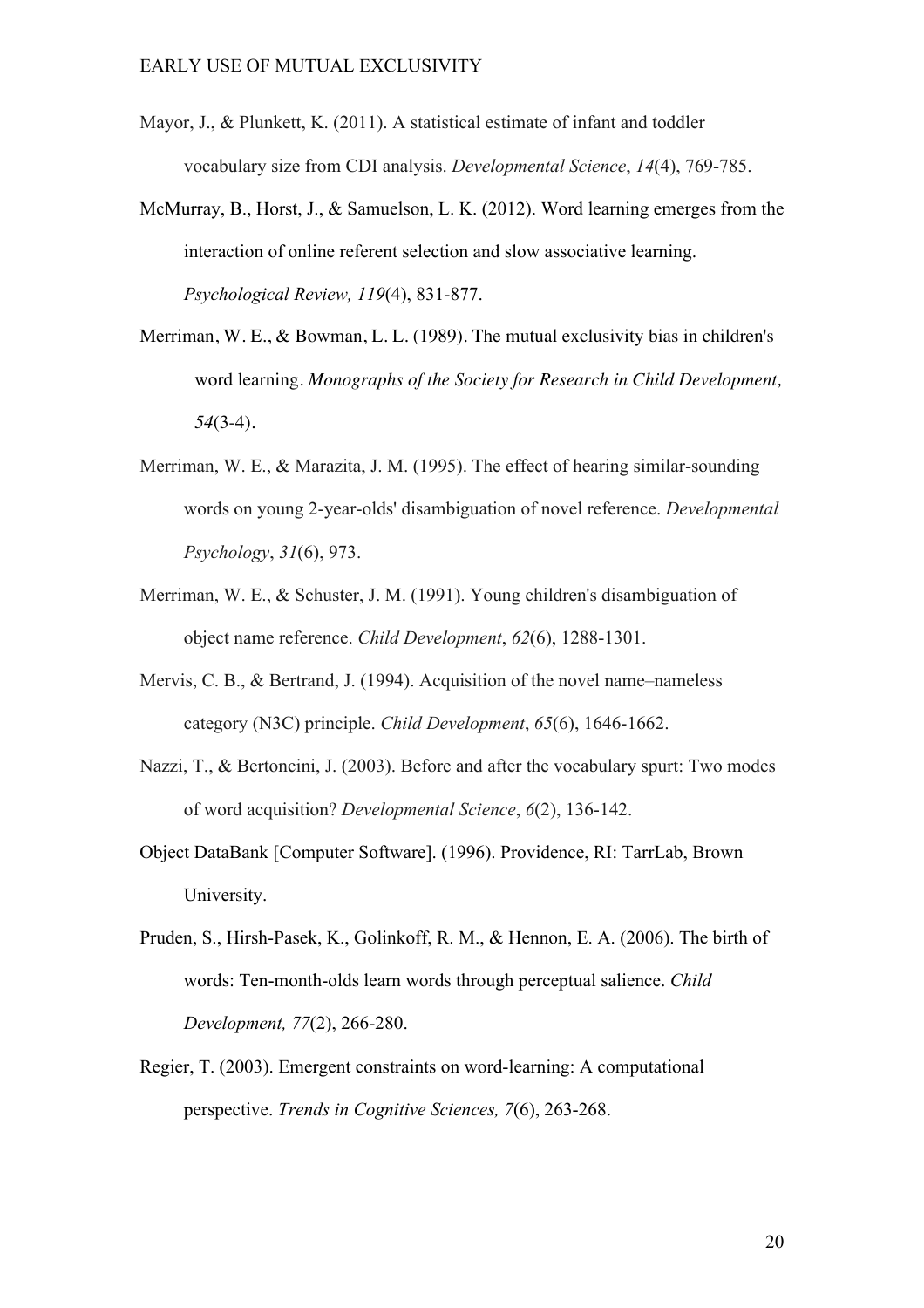Mayor, J., & Plunkett, K. (2011). A statistical estimate of infant and toddler vocabulary size from CDI analysis. *Developmental Science*, *14*(4), 769-785.

McMurray, B., Horst, J., & Samuelson, L. K. (2012). Word learning emerges from the interaction of online referent selection and slow associative learning. *Psychological Review, 119*(4), 831-877.

Merriman, W. E., & Bowman, L. L. (1989). The mutual exclusivity bias in children's word learning. *Monographs of the Society for Research in Child Development, 54*(3-4).

Merriman, W. E., & Marazita, J. M. (1995). The effect of hearing similar-sounding words on young 2-year-olds' disambiguation of novel reference. *Developmental Psychology*, *31*(6), 973.

Merriman, W. E., & Schuster, J. M. (1991). Young children's disambiguation of object name reference. *Child Development*, *62*(6), 1288-1301.

Mervis, C. B., & Bertrand, J. (1994). Acquisition of the novel name–nameless category (N3C) principle. *Child Development*, *65*(6), 1646-1662.

Nazzi, T., & Bertoncini, J. (2003). Before and after the vocabulary spurt: Two modes of word acquisition? *Developmental Science*, *6*(2), 136-142.

Object DataBank [Computer Software]. (1996). Providence, RI: TarrLab, Brown University.

Pruden, S., Hirsh-Pasek, K., Golinkoff, R. M., & Hennon, E. A. (2006). The birth of words: Ten-month-olds learn words through perceptual salience. *Child Development, 77*(2), 266-280.

Regier, T. (2003). Emergent constraints on word-learning: A computational perspective. *Trends in Cognitive Sciences, 7*(6), 263-268.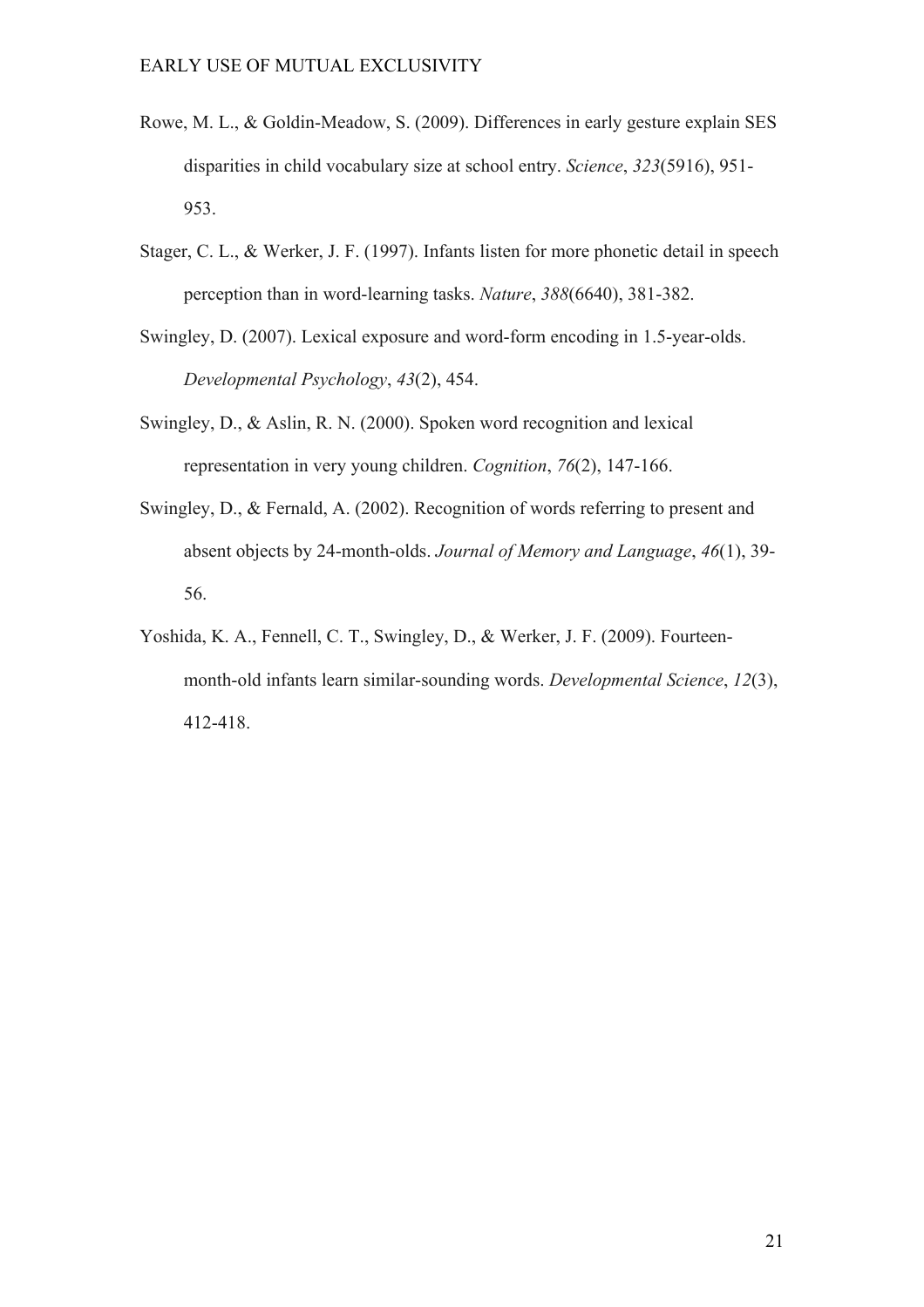Rowe, M. L., & Goldin-Meadow, S. (2009). Differences in early gesture explain SES disparities in child vocabulary size at school entry. *Science*, *323*(5916), 951-953.

Stager, C. L., & Werker, J. F. (1997). Infants listen for more phonetic detail in speech perception than in word-learning tasks. *Nature*, *388*(6640), 381-382.

Swingley, D. (2007). Lexical exposure and word-form encoding in 1.5-year-olds. *Developmental Psychology*, *43*(2), 454.

Swingley, D., & Aslin, R. N. (2000). Spoken word recognition and lexical representation in very young children. *Cognition*, *76*(2), 147-166.

Swingley, D., & Fernald, A. (2002). Recognition of words referring to present and absent objects by 24-month-olds. *Journal of Memory and Language*, *46*(1), 39-56.

Yoshida, K. A., Fennell, C. T., Swingley, D., & Werker, J. F. (2009). Fourteen-month-old infants learn similar-sounding words. *Developmental Science*, *12*(3), 412-418.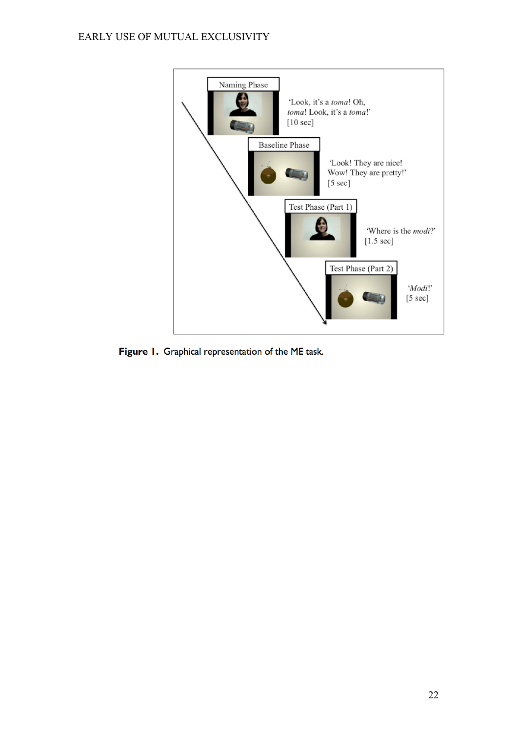Naming Phase

'Look, it's a *toma*! Oh, *toma*! Look, it's a *toma*!'
[10 sec]

Baseline Phase

'Look! They are nice! Wow! They are pretty!'
[5 sec]

Test Phase (Part 1)

'Where is the *modi*?'
[1.5 sec]

Test Phase (Part 2)

'*Modi*!'
[5 sec]

**Figure 1.** Graphical representation of the ME task.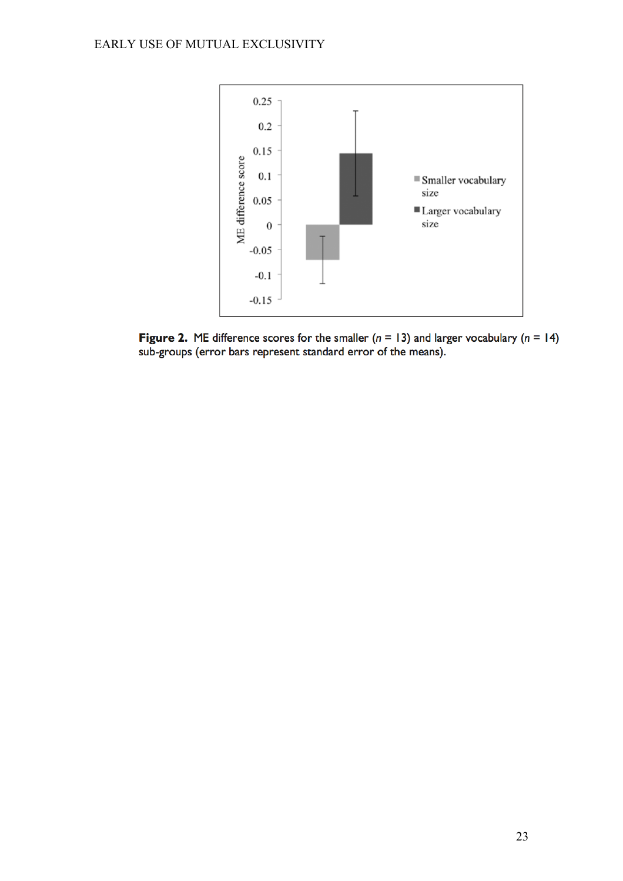**Figure 2.** ME difference scores for the smaller ($n$ = 13) and larger vocabulary ($n$ = 14) sub-groups (error bars represent standard error of the means).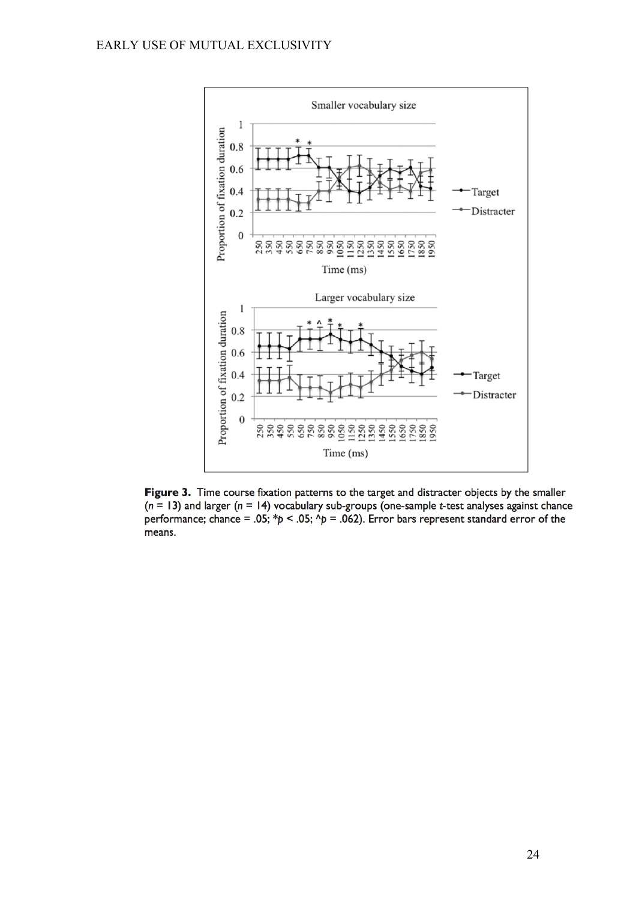Smaller vocabulary size

Proportion of fixation duration

1
0.8
0.6
0.4
0.2
0

250 350 450 550 650 750 850 950 1050 1150 1250 1350 1450 1550 1650 1750 1850 1950

Time (ms)

Target
Distracter

Larger vocabulary size

Proportion of fixation duration

1
0.8
0.6
0.4
0.2
0

250 350 450 550 650 750 850 950 1050 1150 1250 1350 1450 1550 1650 1750 1850 1950

Time (ms)

Target
Distracter

**Figure 3.** Time course fixation patterns to the target and distracter objects by the smaller ($n$ = 13) and larger ($n$ = 14) vocabulary sub-groups (one-sample $t$-test analyses against chance performance; chance = .05; *$p$ < .05; ^$p$ = .062). Error bars represent standard error of the means.